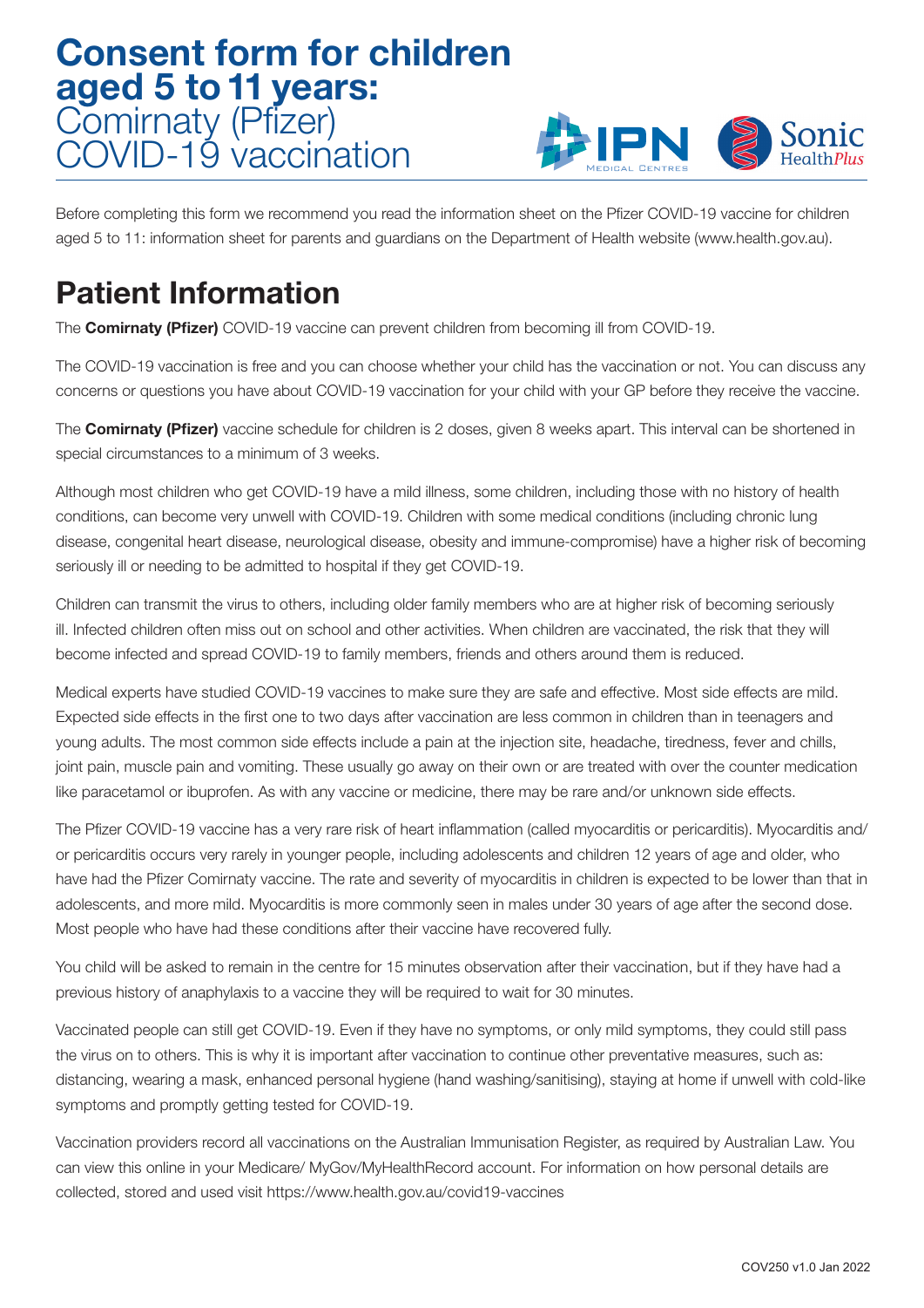# Consent form for children aged 5 to 11 years: Comirnaty (Pfizer) COVID-19 vaccination

Before completing this form we recommend you read the information sheet on the Pfizer COVID-19 vaccine for children aged 5 to 11: information sheet for parents and guardians on the Department of Health website (www.health.gov.au).

## Patient Information

The **Comirnaty (Pfizer)** COVID-19 vaccine can prevent children from becoming ill from COVID-19.

The COVID-19 vaccination is free and you can choose whether your child has the vaccination or not. You can discuss any concerns or questions you have about COVID-19 vaccination for your child with your GP before they receive the vaccine.

The **Comirnaty (Pfizer)** vaccine schedule for children is 2 doses, given 8 weeks apart. This interval can be shortened in special circumstances to a minimum of 3 weeks.

Although most children who get COVID-19 have a mild illness, some children, including those with no history of health conditions, can become very unwell with COVID-19. Children with some medical conditions (including chronic lung disease, congenital heart disease, neurological disease, obesity and immune-compromise) have a higher risk of becoming seriously ill or needing to be admitted to hospital if they get COVID-19.

Children can transmit the virus to others, including older family members who are at higher risk of becoming seriously ill. Infected children often miss out on school and other activities. When children are vaccinated, the risk that they will become infected and spread COVID-19 to family members, friends and others around them is reduced.

Medical experts have studied COVID-19 vaccines to make sure they are safe and effective. Most side effects are mild. Expected side effects in the first one to two days after vaccination are less common in children than in teenagers and young adults. The most common side effects include a pain at the injection site, headache, tiredness, fever and chills, joint pain, muscle pain and vomiting. These usually go away on their own or are treated with over the counter medication like paracetamol or ibuprofen. As with any vaccine or medicine, there may be rare and/or unknown side effects.

The Pfizer COVID-19 vaccine has a very rare risk of heart inflammation (called myocarditis or pericarditis). Myocarditis and/or pericarditis occurs very rarely in younger people, including adolescents and children 12 years of age and older, who have had the Pfizer Comirnaty vaccine. The rate and severity of myocarditis in children is expected to be lower than that in adolescents, and more mild. Myocarditis is more commonly seen in males under 30 years of age after the second dose. Most people who have had these conditions after their vaccine have recovered fully.

You child will be asked to remain in the centre for 15 minutes observation after their vaccination, but if they have had a previous history of anaphylaxis to a vaccine they will be required to wait for 30 minutes.

Vaccinated people can still get COVID-19. Even if they have no symptoms, or only mild symptoms, they could still pass the virus on to others. This is why it is important after vaccination to continue other preventative measures, such as: distancing, wearing a mask, enhanced personal hygiene (hand washing/sanitising), staying at home if unwell with cold-like symptoms and promptly getting tested for COVID-19.

Vaccination providers record all vaccinations on the Australian Immunisation Register, as required by Australian Law. You can view this online in your Medicare/ MyGov/MyHealthRecord account. For information on how personal details are collected, stored and used visit https://www.health.gov.au/covid19-vaccines

COV250 v1.0 Jan 2022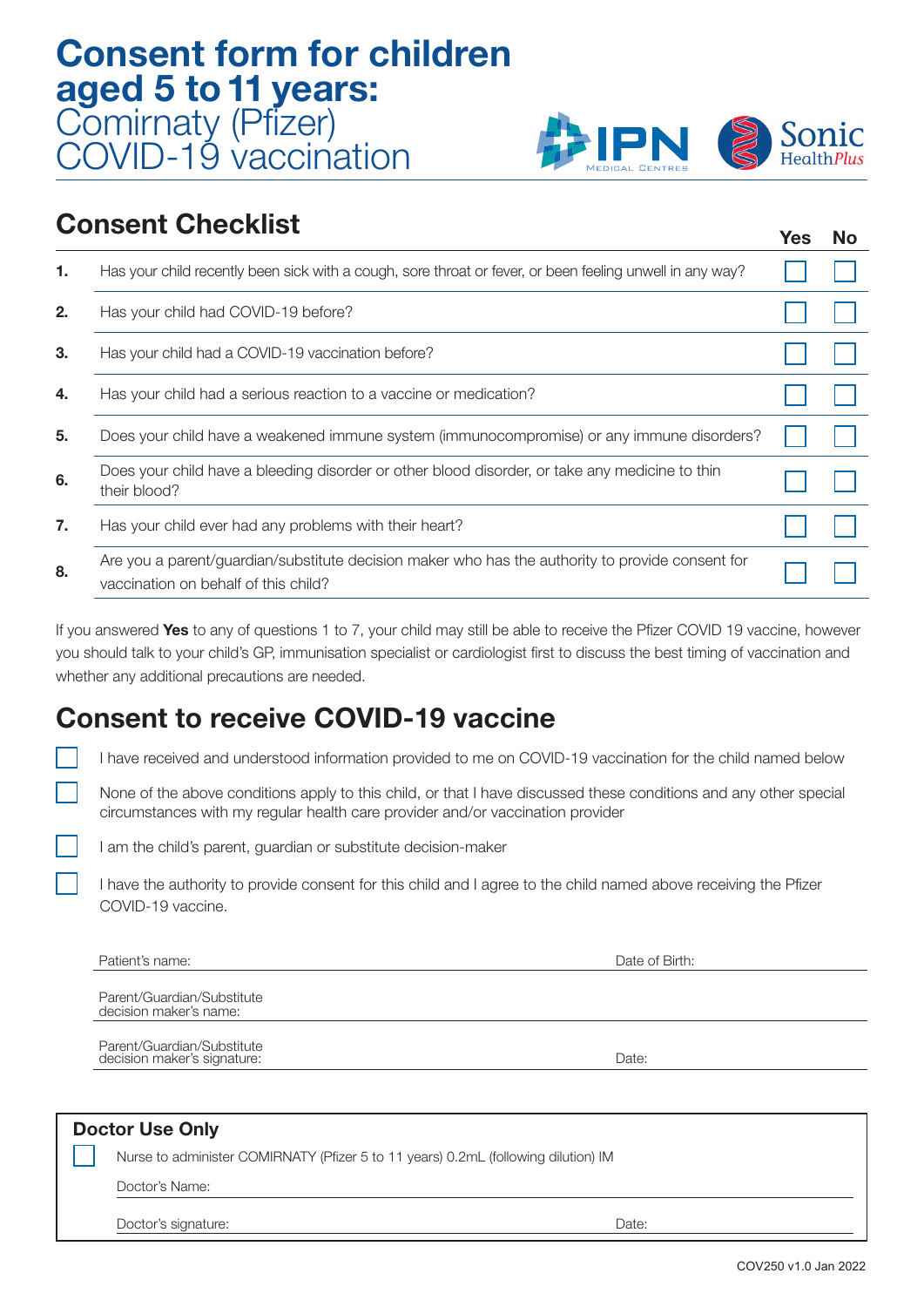# Consent form for children aged 5 to 11 years: Comirnaty (Pfizer) COVID-19 vaccination

## Consent Checklist

| | | Yes | No |
|---|---|---|---|
| **1.** | Has your child recently been sick with a cough, sore throat or fever, or been feeling unwell in any way? | ☐ | ☐ |
| **2.** | Has your child had COVID-19 before? | ☐ | ☐ |
| **3.** | Has your child had a COVID-19 vaccination before? | ☐ | ☐ |
| **4.** | Has your child had a serious reaction to a vaccine or medication? | ☐ | ☐ |
| **5.** | Does your child have a weakened immune system (immunocompromise) or any immune disorders? | ☐ | ☐ |
| **6.** | Does your child have a bleeding disorder or other blood disorder, or take any medicine to thin their blood? | ☐ | ☐ |
| **7.** | Has your child ever had any problems with their heart? | ☐ | ☐ |
| **8.** | Are you a parent/guardian/substitute decision maker who has the authority to provide consent for vaccination on behalf of this child? | ☐ | ☐ |

If you answered **Yes** to any of questions 1 to 7, your child may still be able to receive the Pfizer COVID 19 vaccine, however you should talk to your child's GP, immunisation specialist or cardiologist first to discuss the best timing of vaccination and whether any additional precautions are needed.

## Consent to receive COVID-19 vaccine

☐ I have received and understood information provided to me on COVID-19 vaccination for the child named below

☐ None of the above conditions apply to this child, or that I have discussed these conditions and any other special circumstances with my regular health care provider and/or vaccination provider

☐ I am the child's parent, guardian or substitute decision-maker

☐ I have the authority to provide consent for this child and I agree to the child named above receiving the Pfizer COVID-19 vaccine.

Patient's name: ______________________ Date of Birth: ______________________

Parent/Guardian/Substitute decision maker's name: ______________________

Parent/Guardian/Substitute decision maker's signature: ______________________ Date: ______________________

### Doctor Use Only

☐ Nurse to administer COMIRNATY (Pfizer 5 to 11 years) 0.2mL (following dilution) IM

Doctor's Name: ______________________

Doctor's signature: ______________________ Date: ______________________

COV250 v1.0 Jan 2022